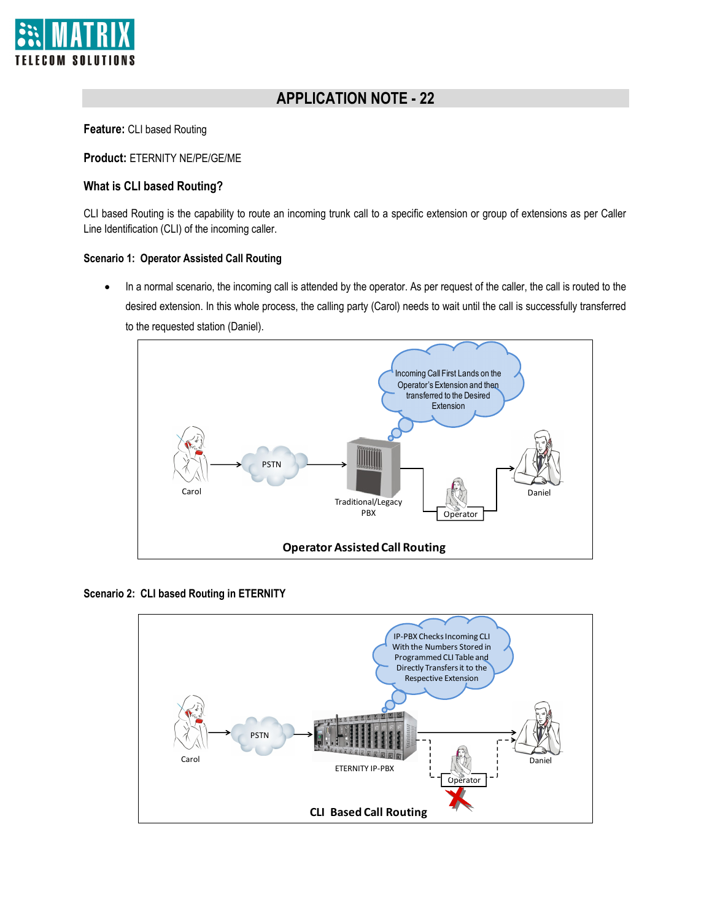# APPLICATION NOTE - 22

**Feature:** CLI based Routing

**Product:** ETERNITY NE/PE/GE/ME

### What is CLI based Routing?

CLI based Routing is the capability to route an incoming trunk call to a specific extension or group of extensions as per Caller Line Identification (CLI) of the incoming caller.

#### Scenario 1: Operator Assisted Call Routing

- In a normal scenario, the incoming call is attended by the operator. As per request of the caller, the call is routed to the desired extension. In this whole process, the calling party (Carol) needs to wait until the call is successfully transferred to the requested station (Daniel).

Incoming Call First Lands on the Operator's Extension and then transferred to the Desired Extension

Carol → PSTN → Traditional/Legacy PBX → Operator → Daniel

**Operator Assisted Call Routing**

#### Scenario 2: CLI based Routing in ETERNITY

IP-PBX Checks Incoming CLI With the Numbers Stored in Programmed CLI Table and Directly Transfers it to the Respective Extension

Carol → PSTN → ETERNITY IP-PBX → Daniel (Operator bypassed)

**CLI Based Call Routing**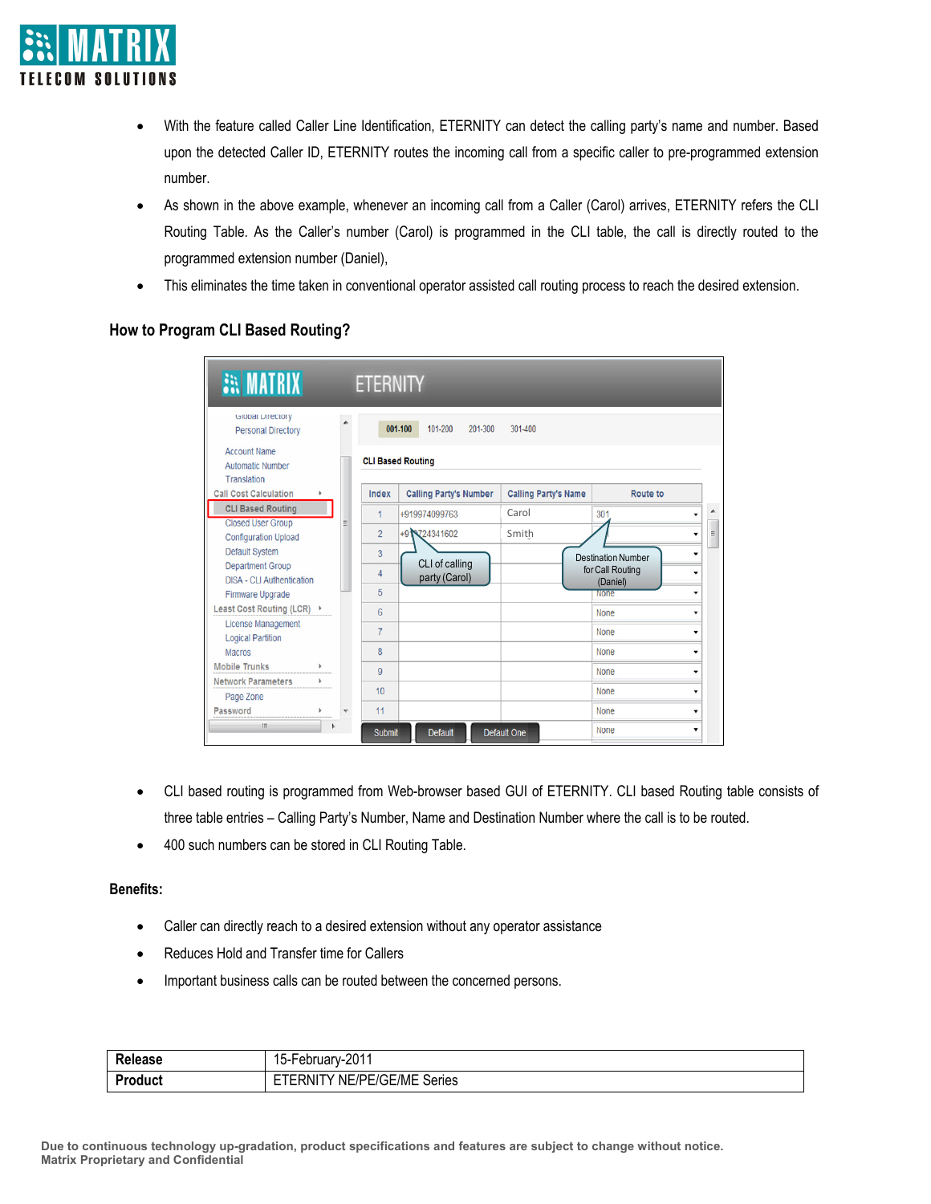- With the feature called Caller Line Identification, ETERNITY can detect the calling party's name and number. Based upon the detected Caller ID, ETERNITY routes the incoming call from a specific caller to pre-programmed extension number.
- As shown in the above example, whenever an incoming call from a Caller (Carol) arrives, ETERNITY refers the CLI Routing Table. As the Caller's number (Carol) is programmed in the CLI table, the call is directly routed to the programmed extension number (Daniel),
- This eliminates the time taken in conventional operator assisted call routing process to reach the desired extension.

### How to Program CLI Based Routing?

- CLI based routing is programmed from Web-browser based GUI of ETERNITY. CLI based Routing table consists of three table entries – Calling Party's Number, Name and Destination Number where the call is to be routed.
- 400 such numbers can be stored in CLI Routing Table.

### Benefits:

- Caller can directly reach to a desired extension without any operator assistance
- Reduces Hold and Transfer time for Callers
- Important business calls can be routed between the concerned persons.

| | |
|---|---|
| **Release** | 15-February-2011 |
| **Product** | ETERNITY NE/PE/GE/ME Series |

**Due to continuous technology up-gradation, product specifications and features are subject to change without notice.**
**Matrix Proprietary and Confidential**